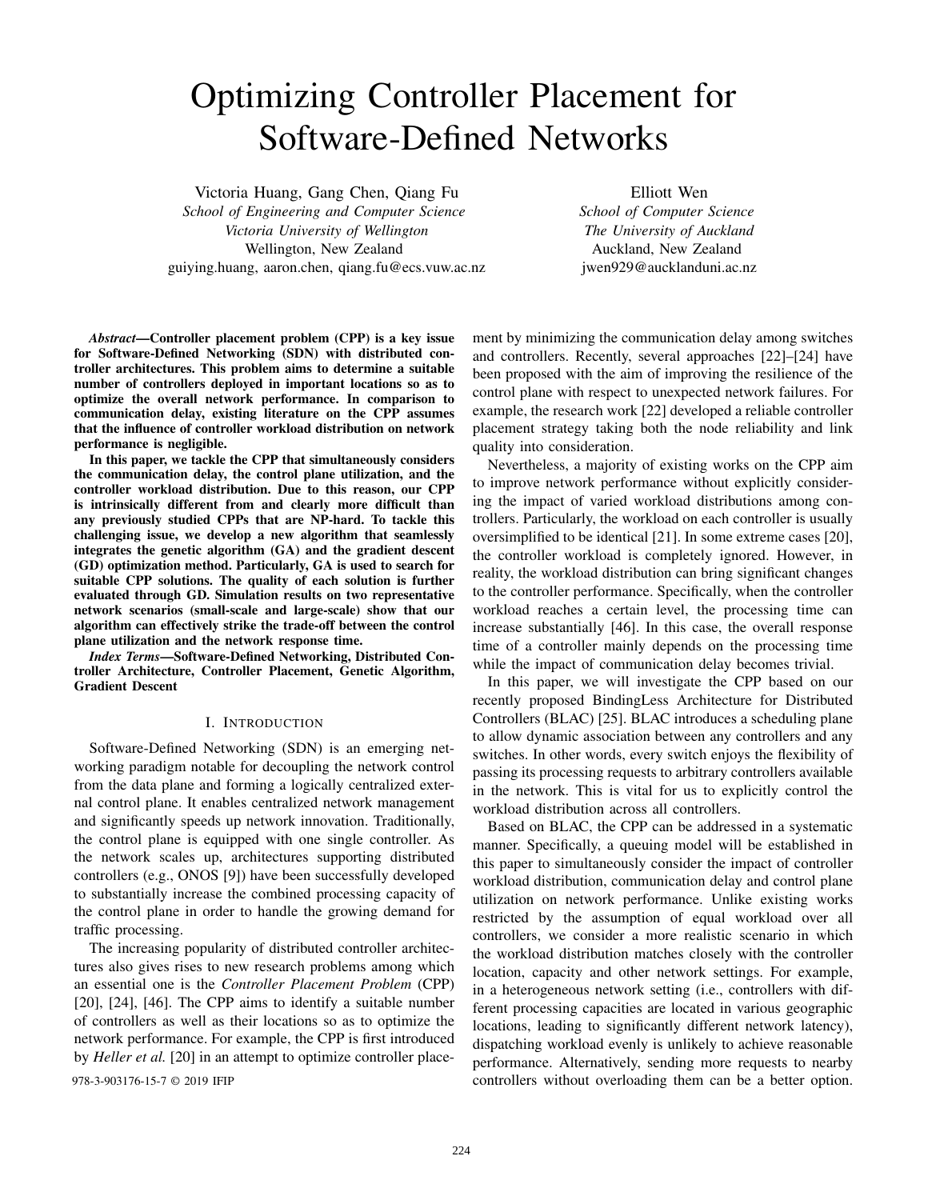# Optimizing Controller Placement for Software-Defined Networks

Victoria Huang, Gang Chen, Qiang Fu
*School of Engineering and Computer Science*
*Victoria University of Wellington*
Wellington, New Zealand
guiying.huang, aaron.chen, qiang.fu@ecs.vuw.ac.nz

Elliott Wen
*School of Computer Science*
*The University of Auckland*
Auckland, New Zealand
jwen929@aucklanduni.ac.nz

***Abstract*—Controller placement problem (CPP) is a key issue for Software-Defined Networking (SDN) with distributed controller architectures. This problem aims to determine a suitable number of controllers deployed in important locations so as to optimize the overall network performance. In comparison to communication delay, existing literature on the CPP assumes that the influence of controller workload distribution on network performance is negligible.**

**In this paper, we tackle the CPP that simultaneously considers the communication delay, the control plane utilization, and the controller workload distribution. Due to this reason, our CPP is intrinsically different from and clearly more difficult than any previously studied CPPs that are NP-hard. To tackle this challenging issue, we develop a new algorithm that seamlessly integrates the genetic algorithm (GA) and the gradient descent (GD) optimization method. Particularly, GA is used to search for suitable CPP solutions. The quality of each solution is further evaluated through GD. Simulation results on two representative network scenarios (small-scale and large-scale) show that our algorithm can effectively strike the trade-off between the control plane utilization and the network response time.**

***Index Terms*—Software-Defined Networking, Distributed Controller Architecture, Controller Placement, Genetic Algorithm, Gradient Descent**

## I. Introduction

Software-Defined Networking (SDN) is an emerging networking paradigm notable for decoupling the network control from the data plane and forming a logically centralized external control plane. It enables centralized network management and significantly speeds up network innovation. Traditionally, the control plane is equipped with one single controller. As the network scales up, architectures supporting distributed controllers (e.g., ONOS [9]) have been successfully developed to substantially increase the combined processing capacity of the control plane in order to handle the growing demand for traffic processing.

The increasing popularity of distributed controller architectures also gives rises to new research problems among which an essential one is the *Controller Placement Problem* (CPP) [20], [24], [46]. The CPP aims to identify a suitable number of controllers as well as their locations so as to optimize the network performance. For example, the CPP is first introduced by *Heller et al.* [20] in an attempt to optimize controller placement by minimizing the communication delay among switches and controllers. Recently, several approaches [22]–[24] have been proposed with the aim of improving the resilience of the control plane with respect to unexpected network failures. For example, the research work [22] developed a reliable controller placement strategy taking both the node reliability and link quality into consideration.

Nevertheless, a majority of existing works on the CPP aim to improve network performance without explicitly considering the impact of varied workload distributions among controllers. Particularly, the workload on each controller is usually oversimplified to be identical [21]. In some extreme cases [20], the controller workload is completely ignored. However, in reality, the workload distribution can bring significant changes to the controller performance. Specifically, when the controller workload reaches a certain level, the processing time can increase substantially [46]. In this case, the overall response time of a controller mainly depends on the processing time while the impact of communication delay becomes trivial.

In this paper, we will investigate the CPP based on our recently proposed BindingLess Architecture for Distributed Controllers (BLAC) [25]. BLAC introduces a scheduling plane to allow dynamic association between any controllers and any switches. In other words, every switch enjoys the flexibility of passing its processing requests to arbitrary controllers available in the network. This is vital for us to explicitly control the workload distribution across all controllers.

Based on BLAC, the CPP can be addressed in a systematic manner. Specifically, a queuing model will be established in this paper to simultaneously consider the impact of controller workload distribution, communication delay and control plane utilization on network performance. Unlike existing works restricted by the assumption of equal workload over all controllers, we consider a more realistic scenario in which the workload distribution matches closely with the controller location, capacity and other network settings. For example, in a heterogeneous network setting (i.e., controllers with different processing capacities are located in various geographic locations, leading to significantly different network latency), dispatching workload evenly is unlikely to achieve reasonable performance. Alternatively, sending more requests to nearby controllers without overloading them can be a better option.

978-3-903176-15-7 © 2019 IFIP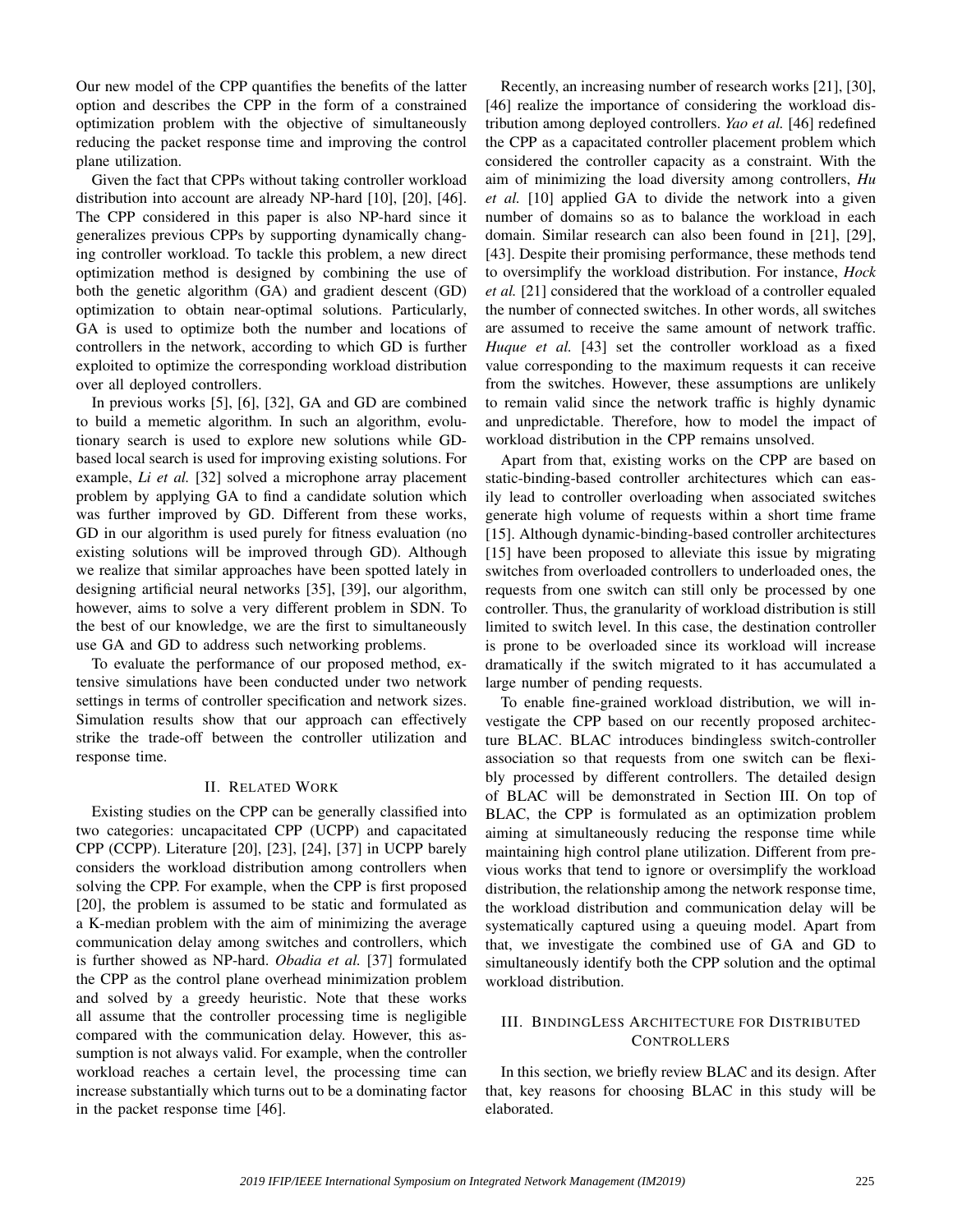Our new model of the CPP quantifies the benefits of the latter option and describes the CPP in the form of a constrained optimization problem with the objective of simultaneously reducing the packet response time and improving the control plane utilization.

Given the fact that CPPs without taking controller workload distribution into account are already NP-hard [10], [20], [46]. The CPP considered in this paper is also NP-hard since it generalizes previous CPPs by supporting dynamically changing controller workload. To tackle this problem, a new direct optimization method is designed by combining the use of both the genetic algorithm (GA) and gradient descent (GD) optimization to obtain near-optimal solutions. Particularly, GA is used to optimize both the number and locations of controllers in the network, according to which GD is further exploited to optimize the corresponding workload distribution over all deployed controllers.

In previous works [5], [6], [32], GA and GD are combined to build a memetic algorithm. In such an algorithm, evolutionary search is used to explore new solutions while GD-based local search is used for improving existing solutions. For example, *Li et al.* [32] solved a microphone array placement problem by applying GA to find a candidate solution which was further improved by GD. Different from these works, GD in our algorithm is used purely for fitness evaluation (no existing solutions will be improved through GD). Although we realize that similar approaches have been spotted lately in designing artificial neural networks [35], [39], our algorithm, however, aims to solve a very different problem in SDN. To the best of our knowledge, we are the first to simultaneously use GA and GD to address such networking problems.

To evaluate the performance of our proposed method, extensive simulations have been conducted under two network settings in terms of controller specification and network sizes. Simulation results show that our approach can effectively strike the trade-off between the controller utilization and response time.

## II. Related Work

Existing studies on the CPP can be generally classified into two categories: uncapacitated CPP (UCPP) and capacitated CPP (CCPP). Literature [20], [23], [24], [37] in UCPP barely considers the workload distribution among controllers when solving the CPP. For example, when the CPP is first proposed [20], the problem is assumed to be static and formulated as a K-median problem with the aim of minimizing the average communication delay among switches and controllers, which is further showed as NP-hard. *Obadia et al.* [37] formulated the CPP as the control plane overhead minimization problem and solved by a greedy heuristic. Note that these works all assume that the controller processing time is negligible compared with the communication delay. However, this assumption is not always valid. For example, when the controller workload reaches a certain level, the processing time can increase substantially which turns out to be a dominating factor in the packet response time [46].

Recently, an increasing number of research works [21], [30], [46] realize the importance of considering the workload distribution among deployed controllers. *Yao et al.* [46] redefined the CPP as a capacitated controller placement problem which considered the controller capacity as a constraint. With the aim of minimizing the load diversity among controllers, *Hu et al.* [10] applied GA to divide the network into a given number of domains so as to balance the workload in each domain. Similar research can also been found in [21], [29], [43]. Despite their promising performance, these methods tend to oversimplify the workload distribution. For instance, *Hock et al.* [21] considered that the workload of a controller equaled the number of connected switches. In other words, all switches are assumed to receive the same amount of network traffic. *Huque et al.* [43] set the controller workload as a fixed value corresponding to the maximum requests it can receive from the switches. However, these assumptions are unlikely to remain valid since the network traffic is highly dynamic and unpredictable. Therefore, how to model the impact of workload distribution in the CPP remains unsolved.

Apart from that, existing works on the CPP are based on static-binding-based controller architectures which can easily lead to controller overloading when associated switches generate high volume of requests within a short time frame [15]. Although dynamic-binding-based controller architectures [15] have been proposed to alleviate this issue by migrating switches from overloaded controllers to underloaded ones, the requests from one switch can still only be processed by one controller. Thus, the granularity of workload distribution is still limited to switch level. In this case, the destination controller is prone to be overloaded since its workload will increase dramatically if the switch migrated to it has accumulated a large number of pending requests.

To enable fine-grained workload distribution, we will investigate the CPP based on our recently proposed architecture BLAC. BLAC introduces bindingless switch-controller association so that requests from one switch can be flexibly processed by different controllers. The detailed design of BLAC will be demonstrated in Section III. On top of BLAC, the CPP is formulated as an optimization problem aiming at simultaneously reducing the response time while maintaining high control plane utilization. Different from previous works that tend to ignore or oversimplify the workload distribution, the relationship among the network response time, the workload distribution and communication delay will be systematically captured using a queuing model. Apart from that, we investigate the combined use of GA and GD to simultaneously identify both the CPP solution and the optimal workload distribution.

## III. BindingLess Architecture for Distributed Controllers

In this section, we briefly review BLAC and its design. After that, key reasons for choosing BLAC in this study will be elaborated.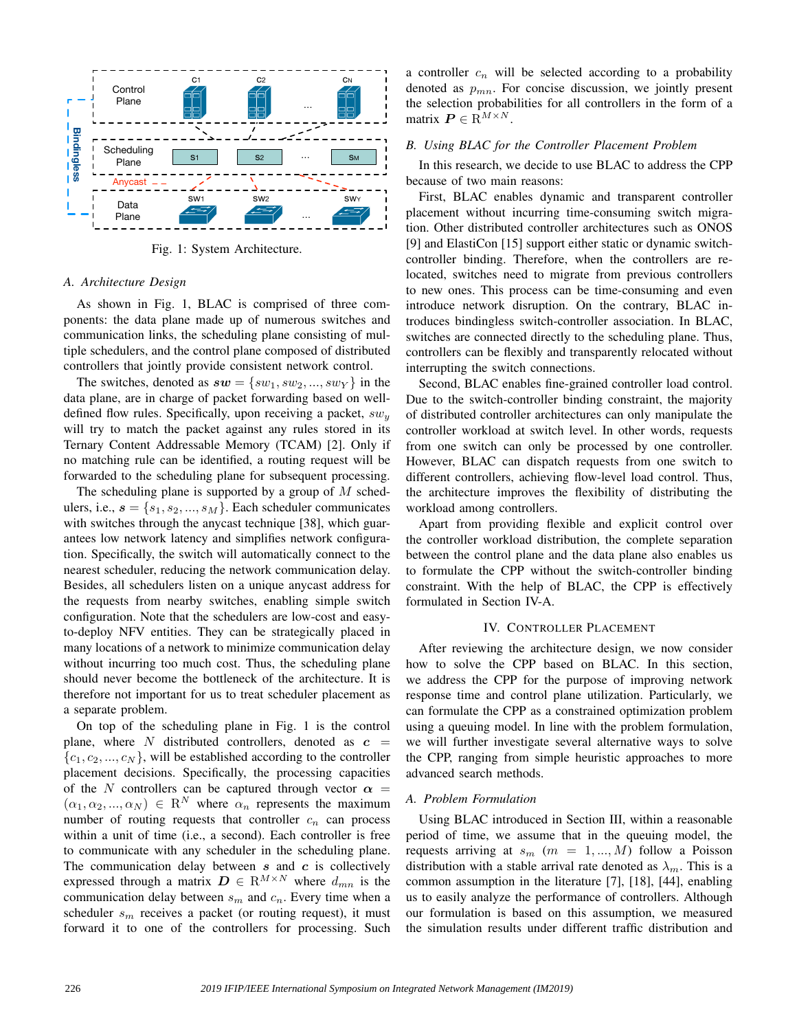Fig. 1: System Architecture.

### A. Architecture Design

As shown in Fig. 1, BLAC is comprised of three components: the data plane made up of numerous switches and communication links, the scheduling plane consisting of multiple schedulers, and the control plane composed of distributed controllers that jointly provide consistent network control.

The switches, denoted as $\boldsymbol{sw} = \{sw_1, sw_2, ..., sw_Y\}$ in the data plane, are in charge of packet forwarding based on well-defined flow rules. Specifically, upon receiving a packet, $sw_y$ will try to match the packet against any rules stored in its Ternary Content Addressable Memory (TCAM) [2]. Only if no matching rule can be identified, a routing request will be forwarded to the scheduling plane for subsequent processing.

The scheduling plane is supported by a group of $M$ schedulers, i.e., $\boldsymbol{s} = \{s_1, s_2, ..., s_M\}$. Each scheduler communicates with switches through the anycast technique [38], which guarantees low network latency and simplifies network configuration. Specifically, the switch will automatically connect to the nearest scheduler, reducing the network communication delay. Besides, all schedulers listen on a unique anycast address for the requests from nearby switches, enabling simple switch configuration. Note that the schedulers are low-cost and easy-to-deploy NFV entities. They can be strategically placed in many locations of a network to minimize communication delay without incurring too much cost. Thus, the scheduling plane should never become the bottleneck of the architecture. It is therefore not important for us to treat scheduler placement as a separate problem.

On top of the scheduling plane in Fig. 1 is the control plane, where $N$ distributed controllers, denoted as $\boldsymbol{c} = \{c_1, c_2, ..., c_N\}$, will be established according to the controller placement decisions. Specifically, the processing capacities of the $N$ controllers can be captured through vector $\boldsymbol{\alpha} = (\alpha_1, \alpha_2, ..., \alpha_N) \in \mathrm{R}^N$ where $\alpha_n$ represents the maximum number of routing requests that controller $c_n$ can process within a unit of time (i.e., a second). Each controller is free to communicate with any scheduler in the scheduling plane. The communication delay between $\boldsymbol{s}$ and $\boldsymbol{c}$ is collectively expressed through a matrix $\boldsymbol{D} \in \mathrm{R}^{M \times N}$ where $d_{mn}$ is the communication delay between $s_m$ and $c_n$. Every time when a scheduler $s_m$ receives a packet (or routing request), it must forward it to one of the controllers for processing. Such a controller $c_n$ will be selected according to a probability denoted as $p_{mn}$. For concise discussion, we jointly present the selection probabilities for all controllers in the form of a matrix $\boldsymbol{P} \in \mathrm{R}^{M \times N}$.

### B. Using BLAC for the Controller Placement Problem

In this research, we decide to use BLAC to address the CPP because of two main reasons:

First, BLAC enables dynamic and transparent controller placement without incurring time-consuming switch migration. Other distributed controller architectures such as ONOS [9] and ElastiCon [15] support either static or dynamic switch-controller binding. Therefore, when the controllers are relocated, switches need to migrate from previous controllers to new ones. This process can be time-consuming and even introduce network disruption. On the contrary, BLAC introduces bindingless switch-controller association. In BLAC, switches are connected directly to the scheduling plane. Thus, controllers can be flexibly and transparently relocated without interrupting the switch connections.

Second, BLAC enables fine-grained controller load control. Due to the switch-controller binding constraint, the majority of distributed controller architectures can only manipulate the controller workload at switch level. In other words, requests from one switch can only be processed by one controller. However, BLAC can dispatch requests from one switch to different controllers, achieving flow-level load control. Thus, the architecture improves the flexibility of distributing the workload among controllers.

Apart from providing flexible and explicit control over the controller workload distribution, the complete separation between the control plane and the data plane also enables us to formulate the CPP without the switch-controller binding constraint. With the help of BLAC, the CPP is effectively formulated in Section IV-A.

## IV. Controller Placement

After reviewing the architecture design, we now consider how to solve the CPP based on BLAC. In this section, we address the CPP for the purpose of improving network response time and control plane utilization. Particularly, we can formulate the CPP as a constrained optimization problem using a queuing model. In line with the problem formulation, we will further investigate several alternative ways to solve the CPP, ranging from simple heuristic approaches to more advanced search methods.

### A. Problem Formulation

Using BLAC introduced in Section III, within a reasonable period of time, we assume that in the queuing model, the requests arriving at $s_m$ $(m = 1, ..., M)$ follow a Poisson distribution with a stable arrival rate denoted as $\lambda_m$. This is a common assumption in the literature [7], [18], [44], enabling us to easily analyze the performance of controllers. Although our formulation is based on this assumption, we measured the simulation results under different traffic distribution and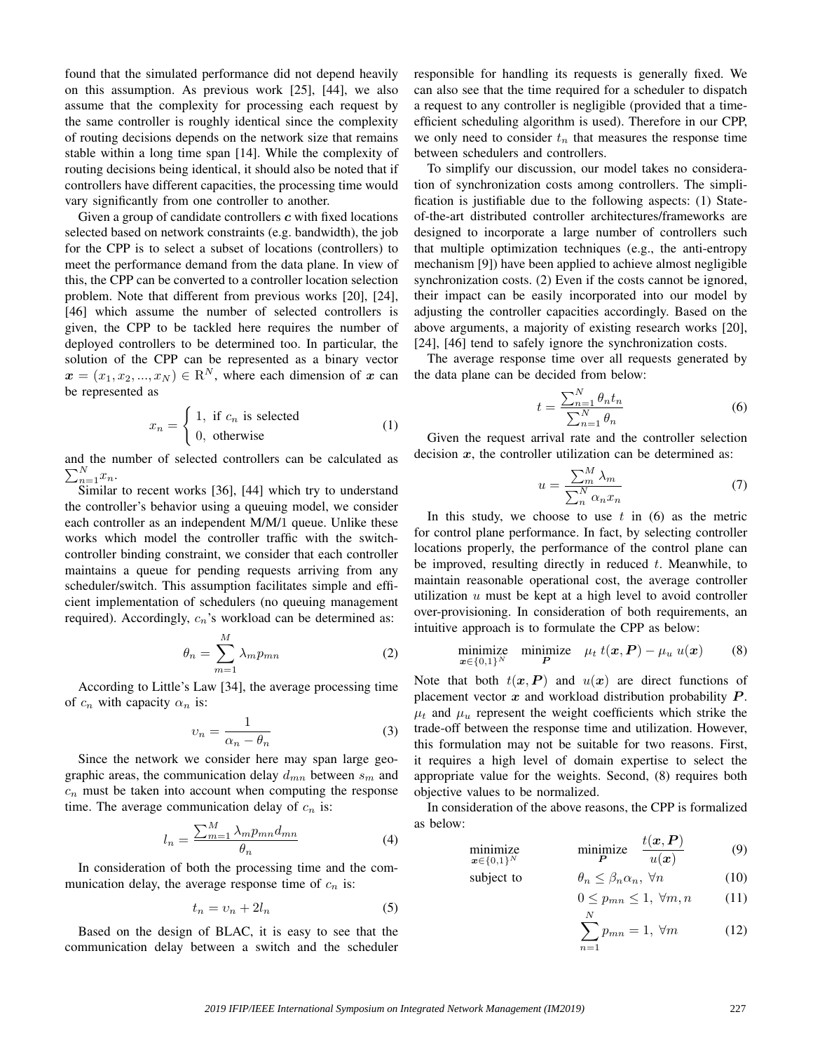found that the simulated performance did not depend heavily on this assumption. As previous work [25], [44], we also assume that the complexity for processing each request by the same controller is roughly identical since the complexity of routing decisions depends on the network size that remains stable within a long time span [14]. While the complexity of routing decisions being identical, it should also be noted that if controllers have different capacities, the processing time would vary significantly from one controller to another.

Given a group of candidate controllers $\boldsymbol{c}$ with fixed locations selected based on network constraints (e.g. bandwidth), the job for the CPP is to select a subset of locations (controllers) to meet the performance demand from the data plane. In view of this, the CPP can be converted to a controller location selection problem. Note that different from previous works [20], [24], [46] which assume the number of selected controllers is given, the CPP to be tackled here requires the number of deployed controllers to be determined too. In particular, the solution of the CPP can be represented as a binary vector $\boldsymbol{x} = (x_1, x_2, ..., x_N) \in \mathrm{R}^N$, where each dimension of $\boldsymbol{x}$ can be represented as

$$x_n = \begin{cases} 1, & \text{if } c_n \text{ is selected} \\ 0, & \text{otherwise} \end{cases} \tag{1}$$

and the number of selected controllers can be calculated as $\sum_{n=1}^{N} x_n$.

Similar to recent works [36], [44] which try to understand the controller's behavior using a queuing model, we consider each controller as an independent M/M/1 queue. Unlike these works which model the controller traffic with the switch-controller binding constraint, we consider that each controller maintains a queue for pending requests arriving from any scheduler/switch. This assumption facilitates simple and efficient implementation of schedulers (no queuing management required). Accordingly, $c_n$'s workload can be determined as:

$$\theta_n = \sum_{m=1}^{M} \lambda_m p_{mn} \tag{2}$$

According to Little's Law [34], the average processing time of $c_n$ with capacity $\alpha_n$ is:

$$\upsilon_n = \frac{1}{\alpha_n - \theta_n} \tag{3}$$

Since the network we consider here may span large geographic areas, the communication delay $d_{mn}$ between $s_m$ and $c_n$ must be taken into account when computing the response time. The average communication delay of $c_n$ is:

$$l_n = \frac{\sum_{m=1}^{M} \lambda_m p_{mn} d_{mn}}{\theta_n} \tag{4}$$

In consideration of both the processing time and the communication delay, the average response time of $c_n$ is:

$$t_n = \upsilon_n + 2l_n \tag{5}$$

Based on the design of BLAC, it is easy to see that the communication delay between a switch and the scheduler responsible for handling its requests is generally fixed. We can also see that the time required for a scheduler to dispatch a request to any controller is negligible (provided that a time-efficient scheduling algorithm is used). Therefore in our CPP, we only need to consider $t_n$ that measures the response time between schedulers and controllers.

To simplify our discussion, our model takes no consideration of synchronization costs among controllers. The simplification is justifiable due to the following aspects: (1) State-of-the-art distributed controller architectures/frameworks are designed to incorporate a large number of controllers such that multiple optimization techniques (e.g., the anti-entropy mechanism [9]) have been applied to achieve almost negligible synchronization costs. (2) Even if the costs cannot be ignored, their impact can be easily incorporated into our model by adjusting the controller capacities accordingly. Based on the above arguments, a majority of existing research works [20], [24], [46] tend to safely ignore the synchronization costs.

The average response time over all requests generated by the data plane can be decided from below:

$$t = \frac{\sum_{n=1}^{N} \theta_n t_n}{\sum_{n=1}^{N} \theta_n} \tag{6}$$

Given the request arrival rate and the controller selection decision $\boldsymbol{x}$, the controller utilization can be determined as:

$$u = \frac{\sum_{m}^{M} \lambda_m}{\sum_{n}^{N} \alpha_n x_n} \tag{7}$$

In this study, we choose to use $t$ in (6) as the metric for control plane performance. In fact, by selecting controller locations properly, the performance of the control plane can be improved, resulting directly in reduced $t$. Meanwhile, to maintain reasonable operational cost, the average controller utilization $u$ must be kept at a high level to avoid controller over-provisioning. In consideration of both requirements, an intuitive approach is to formulate the CPP as below:

$$\underset{\boldsymbol{x} \in \{0,1\}^N}{\text{minimize}} \quad \underset{\boldsymbol{P}}{\text{minimize}} \quad \mu_t \, t(\boldsymbol{x}, \boldsymbol{P}) - \mu_u \, u(\boldsymbol{x}) \tag{8}$$

Note that both $t(\boldsymbol{x}, \boldsymbol{P})$ and $u(\boldsymbol{x})$ are direct functions of placement vector $\boldsymbol{x}$ and workload distribution probability $\boldsymbol{P}$. $\mu_t$ and $\mu_u$ represent the weight coefficients which strike the trade-off between the response time and utilization. However, this formulation may not be suitable for two reasons. First, it requires a high level of domain expertise to select the appropriate value for the weights. Second, (8) requires both objective values to be normalized.

In consideration of the above reasons, the CPP is formalized as below:

$$\underset{\boldsymbol{x} \in \{0,1\}^N}{\text{minimize}} \qquad \underset{\boldsymbol{P}}{\text{minimize}} \quad \frac{t(\boldsymbol{x}, \boldsymbol{P})}{u(\boldsymbol{x})} \tag{9}$$

$$\text{subject to} \qquad \theta_n \leq \beta_n \alpha_n, \ \forall n \tag{10}$$

$$0 \leq p_{mn} \leq 1, \ \forall m, n \tag{11}$$

$$\sum_{n=1}^{N} p_{mn} = 1, \ \forall m \tag{12}$$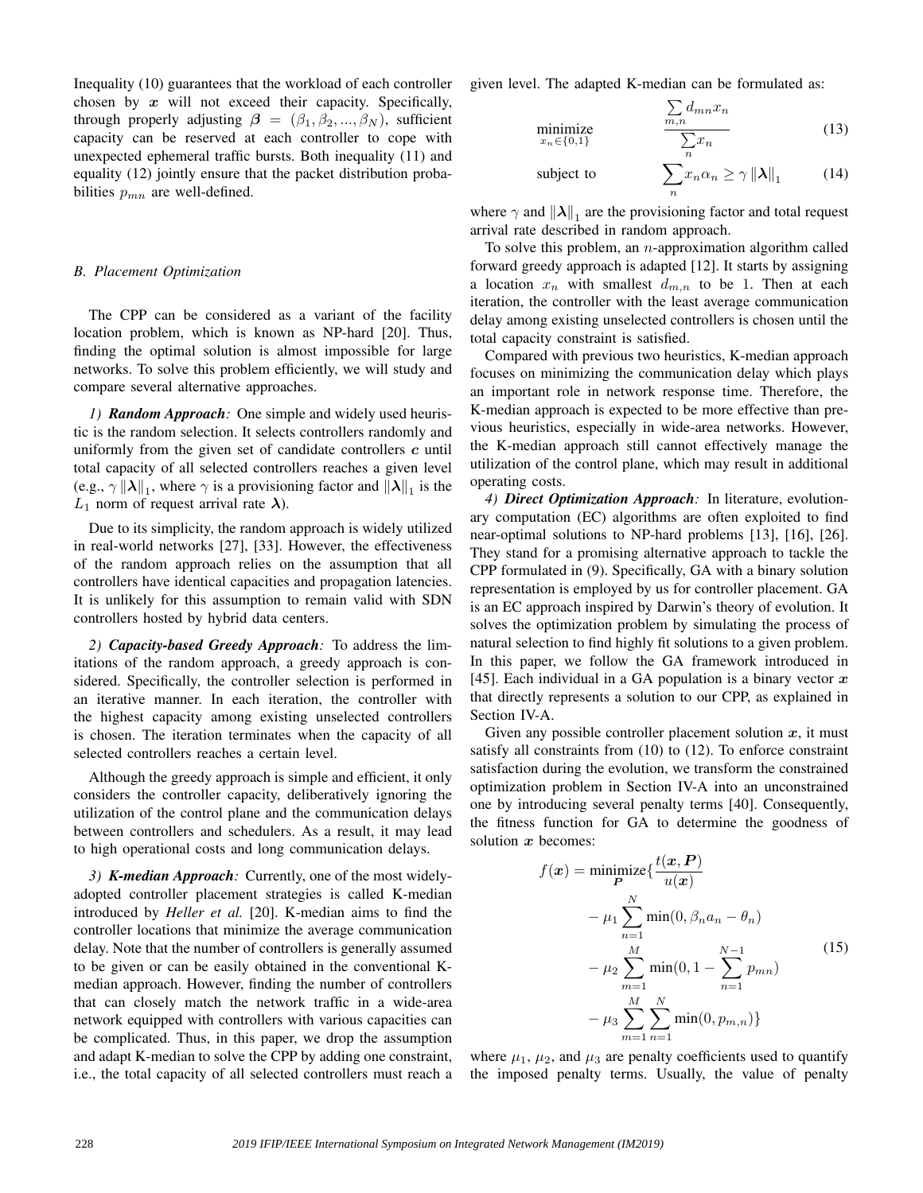Inequality (10) guarantees that the workload of each controller chosen by $\boldsymbol{x}$ will not exceed their capacity. Specifically, through properly adjusting $\boldsymbol{\beta} = (\beta_1, \beta_2, ..., \beta_N)$, sufficient capacity can be reserved at each controller to cope with unexpected ephemeral traffic bursts. Both inequality (11) and equality (12) jointly ensure that the packet distribution probabilities $p_{mn}$ are well-defined.

### B. Placement Optimization

The CPP can be considered as a variant of the facility location problem, which is known as NP-hard [20]. Thus, finding the optimal solution is almost impossible for large networks. To solve this problem efficiently, we will study and compare several alternative approaches.

*1) **Random Approach**:* One simple and widely used heuristic is the random selection. It selects controllers randomly and uniformly from the given set of candidate controllers $\boldsymbol{c}$ until total capacity of all selected controllers reaches a given level (e.g., $\gamma \|\boldsymbol{\lambda}\|_1$, where $\gamma$ is a provisioning factor and $\|\boldsymbol{\lambda}\|_1$ is the $L_1$ norm of request arrival rate $\boldsymbol{\lambda}$).

Due to its simplicity, the random approach is widely utilized in real-world networks [27], [33]. However, the effectiveness of the random approach relies on the assumption that all controllers have identical capacities and propagation latencies. It is unlikely for this assumption to remain valid with SDN controllers hosted by hybrid data centers.

*2) **Capacity-based Greedy Approach**:* To address the limitations of the random approach, a greedy approach is considered. Specifically, the controller selection is performed in an iterative manner. In each iteration, the controller with the highest capacity among existing unselected controllers is chosen. The iteration terminates when the capacity of all selected controllers reaches a certain level.

Although the greedy approach is simple and efficient, it only considers the controller capacity, deliberatively ignoring the utilization of the control plane and the communication delays between controllers and schedulers. As a result, it may lead to high operational costs and long communication delays.

*3) **K-median Approach**:* Currently, one of the most widely-adopted controller placement strategies is called K-median introduced by *Heller et al.* [20]. K-median aims to find the controller locations that minimize the average communication delay. Note that the number of controllers is generally assumed to be given or can be easily obtained in the conventional K-median approach. However, finding the number of controllers that can closely match the network traffic in a wide-area network equipped with controllers with various capacities can be complicated. Thus, in this paper, we drop the assumption and adapt K-median to solve the CPP by adding one constraint, i.e., the total capacity of all selected controllers must reach a given level. The adapted K-median can be formulated as:

$$\underset{x_n \in \{0,1\}}{\text{minimize}} \quad \frac{\sum_{m,n} d_{mn} x_n}{\sum_n x_n} \tag{13}$$

$$\text{subject to} \quad \sum_n x_n \alpha_n \geq \gamma \|\boldsymbol{\lambda}\|_1 \tag{14}$$

where $\gamma$ and $\|\boldsymbol{\lambda}\|_1$ are the provisioning factor and total request arrival rate described in random approach.

To solve this problem, an $n$-approximation algorithm called forward greedy approach is adapted [12]. It starts by assigning a location $x_n$ with smallest $d_{m,n}$ to be 1. Then at each iteration, the controller with the least average communication delay among existing unselected controllers is chosen until the total capacity constraint is satisfied.

Compared with previous two heuristics, K-median approach focuses on minimizing the communication delay which plays an important role in network response time. Therefore, the K-median approach is expected to be more effective than previous heuristics, especially in wide-area networks. However, the K-median approach still cannot effectively manage the utilization of the control plane, which may result in additional operating costs.

*4) **Direct Optimization Approach**:* In literature, evolutionary computation (EC) algorithms are often exploited to find near-optimal solutions to NP-hard problems [13], [16], [26]. They stand for a promising alternative approach to tackle the CPP formulated in (9). Specifically, GA with a binary solution representation is employed by us for controller placement. GA is an EC approach inspired by Darwin's theory of evolution. It solves the optimization problem by simulating the process of natural selection to find highly fit solutions to a given problem. In this paper, we follow the GA framework introduced in [45]. Each individual in a GA population is a binary vector $\boldsymbol{x}$ that directly represents a solution to our CPP, as explained in Section IV-A.

Given any possible controller placement solution $\boldsymbol{x}$, it must satisfy all constraints from (10) to (12). To enforce constraint satisfaction during the evolution, we transform the constrained optimization problem in Section IV-A into an unconstrained one by introducing several penalty terms [40]. Consequently, the fitness function for GA to determine the goodness of solution $\boldsymbol{x}$ becomes:

$$\begin{aligned} f(\boldsymbol{x}) = \underset{\boldsymbol{P}}{\text{minimize}} \{ & \frac{t(\boldsymbol{x}, \boldsymbol{P})}{u(\boldsymbol{x})} \\ & - \mu_1 \sum_{n=1}^{N} \min(0, \beta_n a_n - \theta_n) \\ & - \mu_2 \sum_{m=1}^{M} \min(0, 1 - \sum_{n=1}^{N-1} p_{mn}) \\ & - \mu_3 \sum_{m=1}^{M} \sum_{n=1}^{N} \min(0, p_{m,n}) \} \end{aligned} \tag{15}$$

where $\mu_1$, $\mu_2$, and $\mu_3$ are penalty coefficients used to quantify the imposed penalty terms. Usually, the value of penalty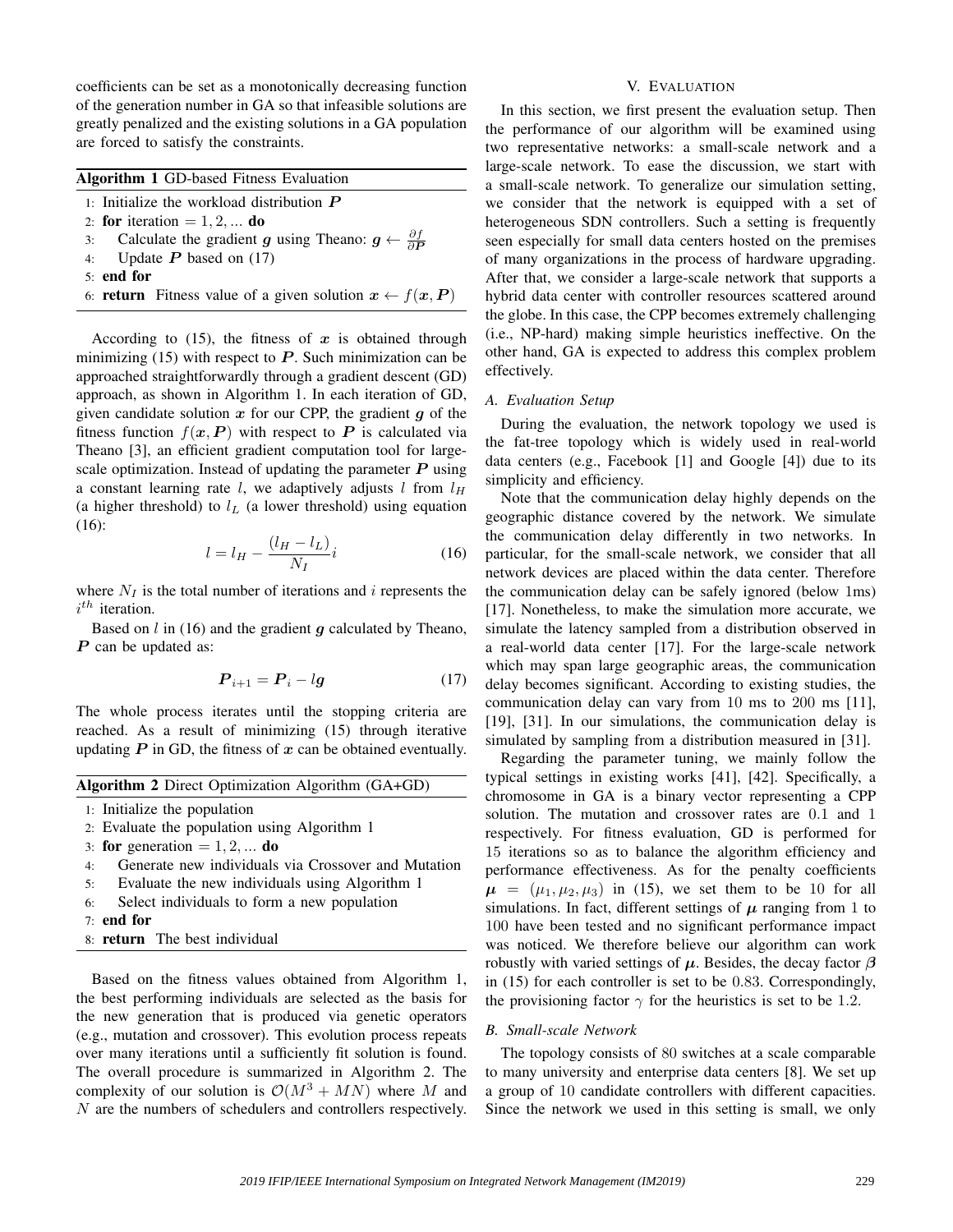coefficients can be set as a monotonically decreasing function of the generation number in GA so that infeasible solutions are greatly penalized and the existing solutions in a GA population are forced to satisfy the constraints.

**Algorithm 1** GD-based Fitness Evaluation

1: Initialize the workload distribution $\boldsymbol{P}$
2: **for** iteration $= 1, 2, \ldots$ **do**
3: Calculate the gradient $\boldsymbol{g}$ using Theano: $\boldsymbol{g} \leftarrow \frac{\partial f}{\partial \boldsymbol{P}}$
4: Update $\boldsymbol{P}$ based on (17)
5: **end for**
6: **return** Fitness value of a given solution $\boldsymbol{x} \leftarrow f(\boldsymbol{x}, \boldsymbol{P})$

According to (15), the fitness of $\boldsymbol{x}$ is obtained through minimizing (15) with respect to $\boldsymbol{P}$. Such minimization can be approached straightforwardly through a gradient descent (GD) approach, as shown in Algorithm 1. In each iteration of GD, given candidate solution $\boldsymbol{x}$ for our CPP, the gradient $\boldsymbol{g}$ of the fitness function $f(\boldsymbol{x}, \boldsymbol{P})$ with respect to $\boldsymbol{P}$ is calculated via Theano [3], an efficient gradient computation tool for large-scale optimization. Instead of updating the parameter $\boldsymbol{P}$ using a constant learning rate $l$, we adaptively adjusts $l$ from $l_H$ (a higher threshold) to $l_L$ (a lower threshold) using equation (16):

$$l = l_H - \frac{(l_H - l_L)}{N_I} i \tag{16}$$

where $N_I$ is the total number of iterations and $i$ represents the $i^{th}$ iteration.

Based on $l$ in (16) and the gradient $\boldsymbol{g}$ calculated by Theano, $\boldsymbol{P}$ can be updated as:

$$\boldsymbol{P}_{i+1} = \boldsymbol{P}_i - l\boldsymbol{g} \tag{17}$$

The whole process iterates until the stopping criteria are reached. As a result of minimizing (15) through iterative updating $\boldsymbol{P}$ in GD, the fitness of $\boldsymbol{x}$ can be obtained eventually.

**Algorithm 2** Direct Optimization Algorithm (GA+GD)

1: Initialize the population
2: Evaluate the population using Algorithm 1
3: **for** generation $= 1, 2, \ldots$ **do**
4: Generate new individuals via Crossover and Mutation
5: Evaluate the new individuals using Algorithm 1
6: Select individuals to form a new population
7: **end for**
8: **return** The best individual

Based on the fitness values obtained from Algorithm 1, the best performing individuals are selected as the basis for the new generation that is produced via genetic operators (e.g., mutation and crossover). This evolution process repeats over many iterations until a sufficiently fit solution is found. The overall procedure is summarized in Algorithm 2. The complexity of our solution is $\mathcal{O}(M^3 + MN)$ where $M$ and $N$ are the numbers of schedulers and controllers respectively.

## V. Evaluation

In this section, we first present the evaluation setup. Then the performance of our algorithm will be examined using two representative networks: a small-scale network and a large-scale network. To ease the discussion, we start with a small-scale network. To generalize our simulation setting, we consider that the network is equipped with a set of heterogeneous SDN controllers. Such a setting is frequently seen especially for small data centers hosted on the premises of many organizations in the process of hardware upgrading. After that, we consider a large-scale network that supports a hybrid data center with controller resources scattered around the globe. In this case, the CPP becomes extremely challenging (i.e., NP-hard) making simple heuristics ineffective. On the other hand, GA is expected to address this complex problem effectively.

### A. Evaluation Setup

During the evaluation, the network topology we used is the fat-tree topology which is widely used in real-world data centers (e.g., Facebook [1] and Google [4]) due to its simplicity and efficiency.

Note that the communication delay highly depends on the geographic distance covered by the network. We simulate the communication delay differently in two networks. In particular, for the small-scale network, we consider that all network devices are placed within the data center. Therefore the communication delay can be safely ignored (below 1ms) [17]. Nonetheless, to make the simulation more accurate, we simulate the latency sampled from a distribution observed in a real-world data center [17]. For the large-scale network which may span large geographic areas, the communication delay becomes significant. According to existing studies, the communication delay can vary from 10 ms to 200 ms [11], [19], [31]. In our simulations, the communication delay is simulated by sampling from a distribution measured in [31].

Regarding the parameter tuning, we mainly follow the typical settings in existing works [41], [42]. Specifically, a chromosome in GA is a binary vector representing a CPP solution. The mutation and crossover rates are 0.1 and 1 respectively. For fitness evaluation, GD is performed for 15 iterations so as to balance the algorithm efficiency and performance effectiveness. As for the penalty coefficients $\boldsymbol{\mu} = (\mu_1, \mu_2, \mu_3)$ in (15), we set them to be 10 for all simulations. In fact, different settings of $\boldsymbol{\mu}$ ranging from 1 to 100 have been tested and no significant performance impact was noticed. We therefore believe our algorithm can work robustly with varied settings of $\boldsymbol{\mu}$. Besides, the decay factor $\boldsymbol{\beta}$ in (15) for each controller is set to be 0.83. Correspondingly, the provisioning factor $\gamma$ for the heuristics is set to be 1.2.

### B. Small-scale Network

The topology consists of 80 switches at a scale comparable to many university and enterprise data centers [8]. We set up a group of 10 candidate controllers with different capacities. Since the network we used in this setting is small, we only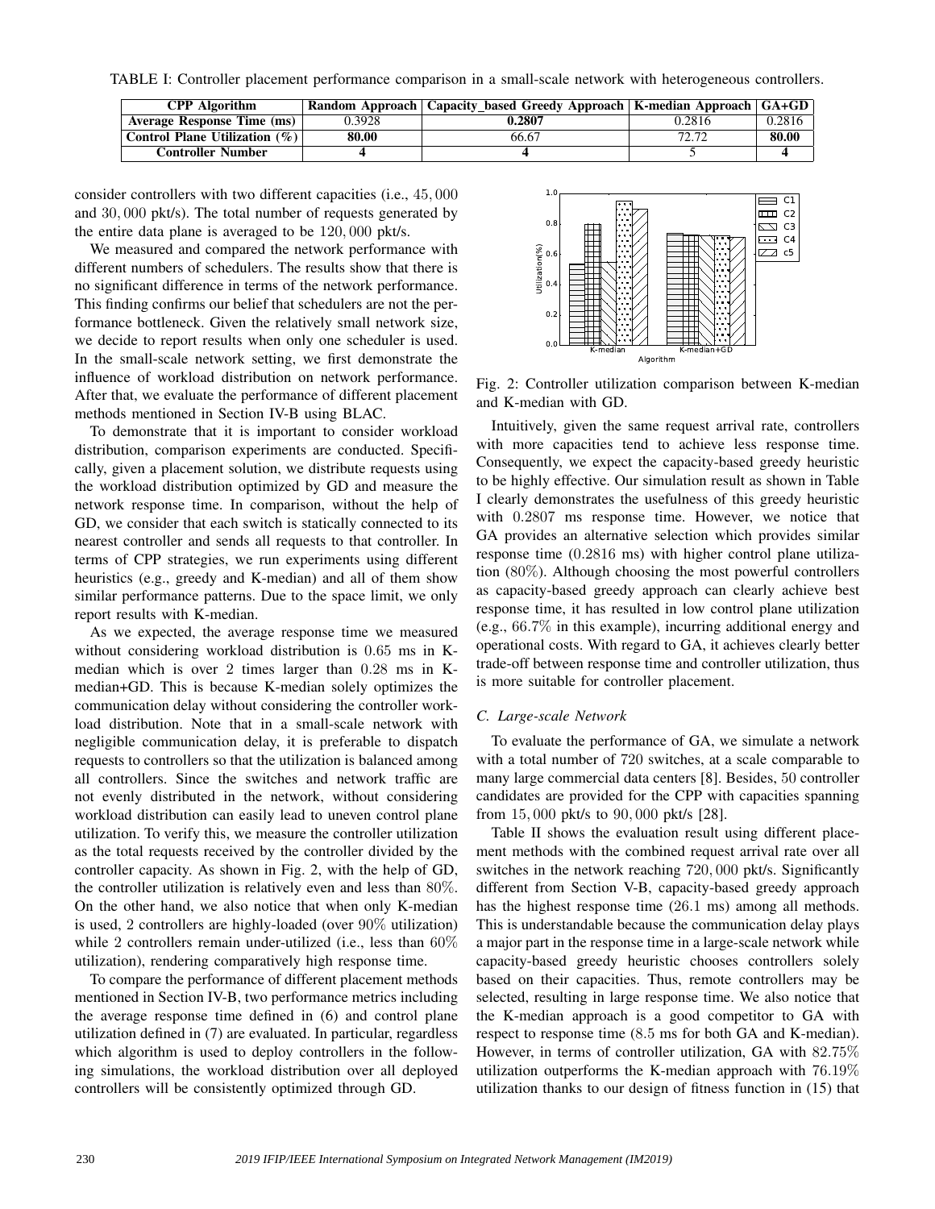TABLE I: Controller placement performance comparison in a small-scale network with heterogeneous controllers.

| CPP Algorithm | Random Approach | Capacity_based Greedy Approach | K-median Approach | GA+GD |
|---|---|---|---|---|
| Average Response Time (ms) | 0.3928 | **0.2807** | 0.2816 | 0.2816 |
| Control Plane Utilization (%) | **80.00** | 66.67 | 72.72 | **80.00** |
| Controller Number | **4** | **4** | 5 | **4** |

consider controllers with two different capacities (i.e., $45,000$ and $30,000$ pkt/s). The total number of requests generated by the entire data plane is averaged to be $120,000$ pkt/s.

We measured and compared the network performance with different numbers of schedulers. The results show that there is no significant difference in terms of the network performance. This finding confirms our belief that schedulers are not the performance bottleneck. Given the relatively small network size, we decide to report results when only one scheduler is used. In the small-scale network setting, we first demonstrate the influence of workload distribution on network performance. After that, we evaluate the performance of different placement methods mentioned in Section IV-B using BLAC.

To demonstrate that it is important to consider workload distribution, comparison experiments are conducted. Specifically, given a placement solution, we distribute requests using the workload distribution optimized by GD and measure the network response time. In comparison, without the help of GD, we consider that each switch is statically connected to its nearest controller and sends all requests to that controller. In terms of CPP strategies, we run experiments using different heuristics (e.g., greedy and K-median) and all of them show similar performance patterns. Due to the space limit, we only report results with K-median.

As we expected, the average response time we measured without considering workload distribution is $0.65$ ms in K-median which is over $2$ times larger than $0.28$ ms in K-median+GD. This is because K-median solely optimizes the communication delay without considering the controller workload distribution. Note that in a small-scale network with negligible communication delay, it is preferable to dispatch requests to controllers so that the utilization is balanced among all controllers. Since the switches and network traffic are not evenly distributed in the network, without considering workload distribution can easily lead to uneven control plane utilization. To verify this, we measure the controller utilization as the total requests received by the controller divided by the controller capacity. As shown in Fig. 2, with the help of GD, the controller utilization is relatively even and less than $80\%$. On the other hand, we also notice that when only K-median is used, $2$ controllers are highly-loaded (over $90\%$ utilization) while $2$ controllers remain under-utilized (i.e., less than $60\%$ utilization), rendering comparatively high response time.

To compare the performance of different placement methods mentioned in Section IV-B, two performance metrics including the average response time defined in (6) and control plane utilization defined in (7) are evaluated. In particular, regardless which algorithm is used to deploy controllers in the following simulations, the workload distribution over all deployed controllers will be consistently optimized through GD.

Fig. 2: Controller utilization comparison between K-median and K-median with GD.

Intuitively, given the same request arrival rate, controllers with more capacities tend to achieve less response time. Consequently, we expect the capacity-based greedy heuristic to be highly effective. Our simulation result as shown in Table I clearly demonstrates the usefulness of this greedy heuristic with $0.2807$ ms response time. However, we notice that GA provides an alternative selection which provides similar response time ($0.2816$ ms) with higher control plane utilization ($80\%$). Although choosing the most powerful controllers as capacity-based greedy approach can clearly achieve best response time, it has resulted in low control plane utilization (e.g., $66.7\%$ in this example), incurring additional energy and operational costs. With regard to GA, it achieves clearly better trade-off between response time and controller utilization, thus is more suitable for controller placement.

### *C. Large-scale Network*

To evaluate the performance of GA, we simulate a network with a total number of $720$ switches, at a scale comparable to many large commercial data centers [8]. Besides, $50$ controller candidates are provided for the CPP with capacities spanning from $15,000$ pkt/s to $90,000$ pkt/s [28].

Table II shows the evaluation result using different placement methods with the combined request arrival rate over all switches in the network reaching $720,000$ pkt/s. Significantly different from Section V-B, capacity-based greedy approach has the highest response time ($26.1$ ms) among all methods. This is understandable because the communication delay plays a major part in the response time in a large-scale network while capacity-based greedy heuristic chooses controllers solely based on their capacities. Thus, remote controllers may be selected, resulting in large response time. We also notice that the K-median approach is a good competitor to GA with respect to response time ($8.5$ ms for both GA and K-median). However, in terms of controller utilization, GA with $82.75\%$ utilization outperforms the K-median approach with $76.19\%$ utilization thanks to our design of fitness function in (15) that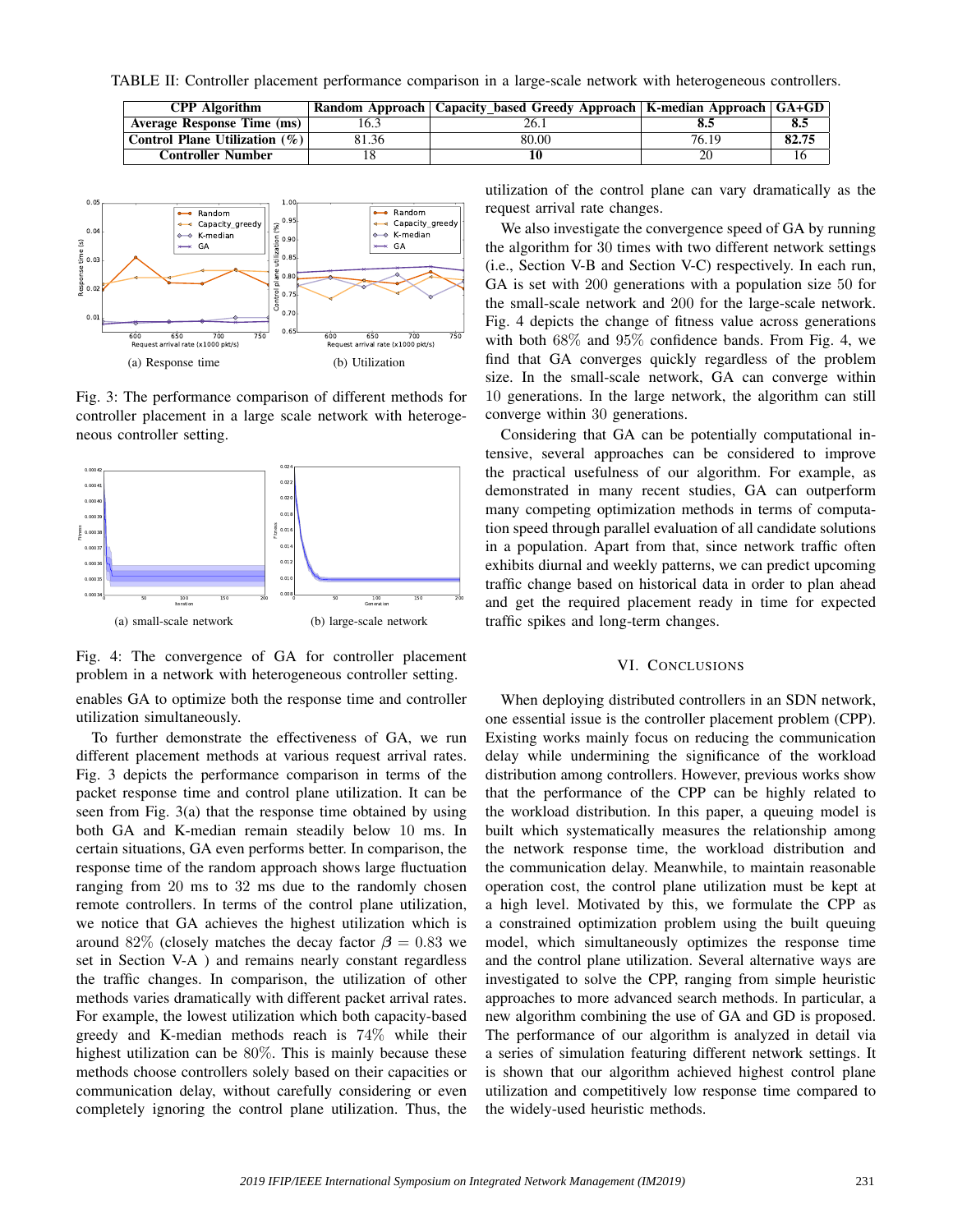TABLE II: Controller placement performance comparison in a large-scale network with heterogeneous controllers.

| CPP Algorithm | Random Approach | Capacity_based Greedy Approach | K-median Approach | GA+GD |
|---|---|---|---|---|
| Average Response Time (ms) | 16.3 | 26.1 | **8.5** | **8.5** |
| Control Plane Utilization (%) | 81.36 | 80.00 | 76.19 | **82.75** |
| Controller Number | 18 | **10** | 20 | 16 |

(a) Response time (b) Utilization

Fig. 3: The performance comparison of different methods for controller placement in a large scale network with heterogeneous controller setting.

(a) small-scale network (b) large-scale network

Fig. 4: The convergence of GA for controller placement problem in a network with heterogeneous controller setting.

enables GA to optimize both the response time and controller utilization simultaneously.

To further demonstrate the effectiveness of GA, we run different placement methods at various request arrival rates. Fig. 3 depicts the performance comparison in terms of the packet response time and control plane utilization. It can be seen from Fig. 3(a) that the response time obtained by using both GA and K-median remain steadily below 10 ms. In certain situations, GA even performs better. In comparison, the response time of the random approach shows large fluctuation ranging from 20 ms to 32 ms due to the randomly chosen remote controllers. In terms of the control plane utilization, we notice that GA achieves the highest utilization which is around 82% (closely matches the decay factor $\beta = 0.83$ we set in Section V-A ) and remains nearly constant regardless the traffic changes. In comparison, the utilization of other methods varies dramatically with different packet arrival rates. For example, the lowest utilization which both capacity-based greedy and K-median methods reach is 74% while their highest utilization can be 80%. This is mainly because these methods choose controllers solely based on their capacities or communication delay, without carefully considering or even completely ignoring the control plane utilization. Thus, the utilization of the control plane can vary dramatically as the request arrival rate changes.

We also investigate the convergence speed of GA by running the algorithm for 30 times with two different network settings (i.e., Section V-B and Section V-C) respectively. In each run, GA is set with 200 generations with a population size 50 for the small-scale network and 200 for the large-scale network. Fig. 4 depicts the change of fitness value across generations with both 68% and 95% confidence bands. From Fig. 4, we find that GA converges quickly regardless of the problem size. In the small-scale network, GA can converge within 10 generations. In the large network, the algorithm can still converge within 30 generations.

Considering that GA can be potentially computational intensive, several approaches can be considered to improve the practical usefulness of our algorithm. For example, as demonstrated in many recent studies, GA can outperform many optimization methods in terms of computation speed through parallel evaluation of all candidate solutions in a population. Apart from that, since network traffic often exhibits diurnal and weekly patterns, we can predict upcoming traffic change based on historical data in order to plan ahead and get the required placement ready in time for expected traffic spikes and long-term changes.

## VI. Conclusions

When deploying distributed controllers in an SDN network, one essential issue is the controller placement problem (CPP). Existing works mainly focus on reducing the communication delay while undermining the significance of the workload distribution among controllers. However, previous works show that the performance of the CPP can be highly related to the workload distribution. In this paper, a queuing model is built which systematically measures the relationship among the network response time, the workload distribution and the communication delay. Meanwhile, to maintain reasonable operation cost, the control plane utilization must be kept at a high level. Motivated by this, we formulate the CPP as a constrained optimization problem using the built queuing model, which simultaneously optimizes the response time and the control plane utilization. Several alternative ways are investigated to solve the CPP, ranging from simple heuristic approaches to more advanced search methods. In particular, a new algorithm combining the use of GA and GD is proposed. The performance of our algorithm is analyzed in detail via a series of simulation featuring different network settings. It is shown that our algorithm achieved highest control plane utilization and competitively low response time compared to the widely-used heuristic methods.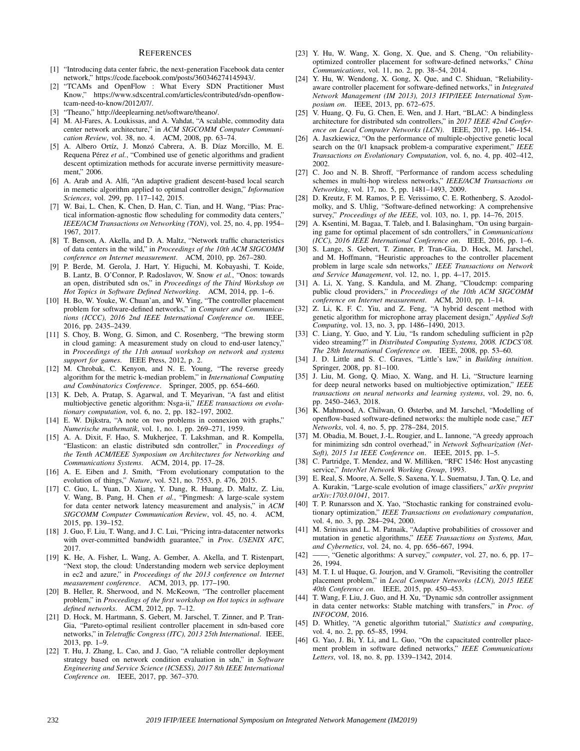# References

[1] "Introducing data center fabric, the next-generation Facebook data center network," https://code.facebook.com/posts/360346274145943/.

[2] "TCAMs and OpenFlow : What Every SDN Practitioner Must Know," https://www.sdxcentral.com/articles/contributed/sdn-openflow-tcam-need-to-know/2012/07/.

[3] "Theano," http://deeplearning.net/software/theano/.

[4] M. Al-Fares, A. Loukissas, and A. Vahdat, "A scalable, commodity data center network architecture," in *ACM SIGCOMM Computer Communication Review*, vol. 38, no. 4. ACM, 2008, pp. 63–74.

[5] A. Albero Ortíz, J. Monzó Cabrera, A. B. Díaz Morcillo, M. E. Requena Pérez *et al.*, "Combined use of genetic algorithms and gradient descent optimization methods for accurate inverse permittivity measurement," 2006.

[6] A. Arab and A. Alfi, "An adaptive gradient descent-based local search in memetic algorithm applied to optimal controller design," *Information Sciences*, vol. 299, pp. 117–142, 2015.

[7] W. Bai, L. Chen, K. Chen, D. Han, C. Tian, and H. Wang, "Pias: Practical information-agnostic flow scheduling for commodity data centers," *IEEE/ACM Transactions on Networking (TON)*, vol. 25, no. 4, pp. 1954–1967, 2017.

[8] T. Benson, A. Akella, and D. A. Maltz, "Network traffic characteristics of data centers in the wild," in *Proceedings of the 10th ACM SIGCOMM conference on Internet measurement*. ACM, 2010, pp. 267–280.

[9] P. Berde, M. Gerola, J. Hart, Y. Higuchi, M. Kobayashi, T. Koide, B. Lantz, B. O'Connor, P. Radoslavov, W. Snow *et al.*, "Onos: towards an open, distributed sdn os," in *Proceedings of the Third Workshop on Hot Topics in Software Defined Networking*. ACM, 2014, pp. 1–6.

[10] H. Bo, W. Youke, W. Chuan'an, and W. Ying, "The controller placement problem for software-defined networks," in *Computer and Communications (ICCC), 2016 2nd IEEE International Conference on*. IEEE, 2016, pp. 2435–2439.

[11] S. Choy, B. Wong, G. Simon, and C. Rosenberg, "The brewing storm in cloud gaming: A measurement study on cloud to end-user latency," in *Proceedings of the 11th annual workshop on network and systems support for games*. IEEE Press, 2012, p. 2.

[12] M. Chrobak, C. Kenyon, and N. E. Young, "The reverse greedy algorithm for the metric k-median problem," in *International Computing and Combinatorics Conference*. Springer, 2005, pp. 654–660.

[13] K. Deb, A. Pratap, S. Agarwal, and T. Meyarivan, "A fast and elitist multiobjective genetic algorithm: Nsga-ii," *IEEE transactions on evolutionary computation*, vol. 6, no. 2, pp. 182–197, 2002.

[14] E. W. Dijkstra, "A note on two problems in connexion with graphs," *Numerische mathematik*, vol. 1, no. 1, pp. 269–271, 1959.

[15] A. A. Dixit, F. Hao, S. Mukherjee, T. Lakshman, and R. Kompella, "Elasticon: an elastic distributed sdn controller," in *Proceedings of the Tenth ACM/IEEE Symposium on Architectures for Networking and Communications Systems*. ACM, 2014, pp. 17–28.

[16] A. E. Eiben and J. Smith, "From evolutionary computation to the evolution of things," *Nature*, vol. 521, no. 7553, p. 476, 2015.

[17] C. Guo, L. Yuan, D. Xiang, Y. Dang, R. Huang, D. Maltz, Z. Liu, V. Wang, B. Pang, H. Chen *et al.*, "Pingmesh: A large-scale system for data center network latency measurement and analysis," in *ACM SIGCOMM Computer Communication Review*, vol. 45, no. 4. ACM, 2015, pp. 139–152.

[18] J. Guo, F. Liu, T. Wang, and J. C. Lui, "Pricing intra-datacenter networks with over-committed bandwidth guarantee," in *Proc. USENIX ATC*, 2017.

[19] K. He, A. Fisher, L. Wang, A. Gember, A. Akella, and T. Ristenpart, "Next stop, the cloud: Understanding modern web service deployment in ec2 and azure," in *Proceedings of the 2013 conference on Internet measurement conference*. ACM, 2013, pp. 177–190.

[20] B. Heller, R. Sherwood, and N. McKeown, "The controller placement problem," in *Proceedings of the first workshop on Hot topics in software defined networks*. ACM, 2012, pp. 7–12.

[21] D. Hock, M. Hartmann, S. Gebert, M. Jarschel, T. Zinner, and P. Tran-Gia, "Pareto-optimal resilient controller placement in sdn-based core networks," in *Teletraffic Congress (ITC), 2013 25th International*. IEEE, 2013, pp. 1–9.

[22] T. Hu, J. Zhang, L. Cao, and J. Gao, "A reliable controller deployment strategy based on network condition evaluation in sdn," in *Software Engineering and Service Science (ICSESS), 2017 8th IEEE International Conference on*. IEEE, 2017, pp. 367–370.

[23] Y. Hu, W. Wang, X. Gong, X. Que, and S. Cheng, "On reliability-optimized controller placement for software-defined networks," *China Communications*, vol. 11, no. 2, pp. 38–54, 2014.

[24] Y. Hu, W. Wendong, X. Gong, X. Que, and C. Shiduan, "Reliability-aware controller placement for software-defined networks," in *Integrated Network Management (IM 2013), 2013 IFIP/IEEE International Symposium on*. IEEE, 2013, pp. 672–675.

[25] V. Huang, Q. Fu, G. Chen, E. Wen, and J. Hart, "BLAC: A bindingless architecture for distributed sdn controllers," in *2017 IEEE 42nd Conference on Local Computer Networks (LCN)*. IEEE, 2017, pp. 146–154.

[26] A. Jaszkiewicz, "On the performance of multiple-objective genetic local search on the 0/1 knapsack problem-a comparative experiment," *IEEE Transactions on Evolutionary Computation*, vol. 6, no. 4, pp. 402–412, 2002.

[27] C. Joo and N. B. Shroff, "Performance of random access scheduling schemes in multi-hop wireless networks," *IEEE/ACM Transactions on Networking*, vol. 17, no. 5, pp. 1481–1493, 2009.

[28] D. Kreutz, F. M. Ramos, P. E. Verissimo, C. E. Rothenberg, S. Azodolmolky, and S. Uhlig, "Software-defined networking: A comprehensive survey," *Proceedings of the IEEE*, vol. 103, no. 1, pp. 14–76, 2015.

[29] A. Ksentini, M. Bagaa, T. Taleb, and I. Balasingham, "On using bargaining game for optimal placement of sdn controllers," in *Communications (ICC), 2016 IEEE International Conference on*. IEEE, 2016, pp. 1–6.

[30] S. Lange, S. Gebert, T. Zinner, P. Tran-Gia, D. Hock, M. Jarschel, and M. Hoffmann, "Heuristic approaches to the controller placement problem in large scale sdn networks," *IEEE Transactions on Network and Service Management*, vol. 12, no. 1, pp. 4–17, 2015.

[31] A. Li, X. Yang, S. Kandula, and M. Zhang, "Cloudcmp: comparing public cloud providers," in *Proceedings of the 10th ACM SIGCOMM conference on Internet measurement*. ACM, 2010, pp. 1–14.

[32] Z. Li, K. F. C. Yiu, and Z. Feng, "A hybrid descent method with genetic algorithm for microphone array placement design," *Applied Soft Computing*, vol. 13, no. 3, pp. 1486–1490, 2013.

[33] C. Liang, Y. Guo, and Y. Liu, "Is random scheduling sufficient in p2p video streaming?" in *Distributed Computing Systems, 2008. ICDCS'08. The 28th International Conference on*. IEEE, 2008, pp. 53–60.

[34] J. D. Little and S. C. Graves, "Little's law," in *Building intuition*. Springer, 2008, pp. 81–100.

[35] J. Liu, M. Gong, Q. Miao, X. Wang, and H. Li, "Structure learning for deep neural networks based on multiobjective optimization," *IEEE transactions on neural networks and learning systems*, vol. 29, no. 6, pp. 2450–2463, 2018.

[36] K. Mahmood, A. Chilwan, O. Østerbø, and M. Jarschel, "Modelling of openflow-based software-defined networks: the multiple node case," *IET Networks*, vol. 4, no. 5, pp. 278–284, 2015.

[37] M. Obadia, M. Bouet, J.-L. Rougier, and L. Iannone, "A greedy approach for minimizing sdn control overhead," in *Network Softwarization (NetSoft), 2015 1st IEEE Conference on*. IEEE, 2015, pp. 1–5.

[38] C. Partridge, T. Mendez, and W. Milliken, "RFC 1546: Host anycasting service," *InterNet Network Working Group*, 1993.

[39] E. Real, S. Moore, A. Selle, S. Saxena, Y. L. Suematsu, J. Tan, Q. Le, and A. Kurakin, "Large-scale evolution of image classifiers," *arXiv preprint arXiv:1703.01041*, 2017.

[40] T. P. Runarsson and X. Yao, "Stochastic ranking for constrained evolutionary optimization," *IEEE Transactions on evolutionary computation*, vol. 4, no. 3, pp. 284–294, 2000.

[41] M. Srinivas and L. M. Patnaik, "Adaptive probabilities of crossover and mutation in genetic algorithms," *IEEE Transactions on Systems, Man, and Cybernetics*, vol. 24, no. 4, pp. 656–667, 1994.

[42] ——, "Genetic algorithms: A survey," *computer*, vol. 27, no. 6, pp. 17–26, 1994.

[43] M. T. I. ul Huque, G. Jourjon, and V. Gramoli, "Revisiting the controller placement problem," in *Local Computer Networks (LCN), 2015 IEEE 40th Conference on*. IEEE, 2015, pp. 450–453.

[44] T. Wang, F. Liu, J. Guo, and H. Xu, "Dynamic sdn controller assignment in data center networks: Stable matching with transfers," in *Proc. of INFOCOM*, 2016.

[45] D. Whitley, "A genetic algorithm tutorial," *Statistics and computing*, vol. 4, no. 2, pp. 65–85, 1994.

[46] G. Yao, J. Bi, Y. Li, and L. Guo, "On the capacitated controller placement problem in software defined networks," *IEEE Communications Letters*, vol. 18, no. 8, pp. 1339–1342, 2014.